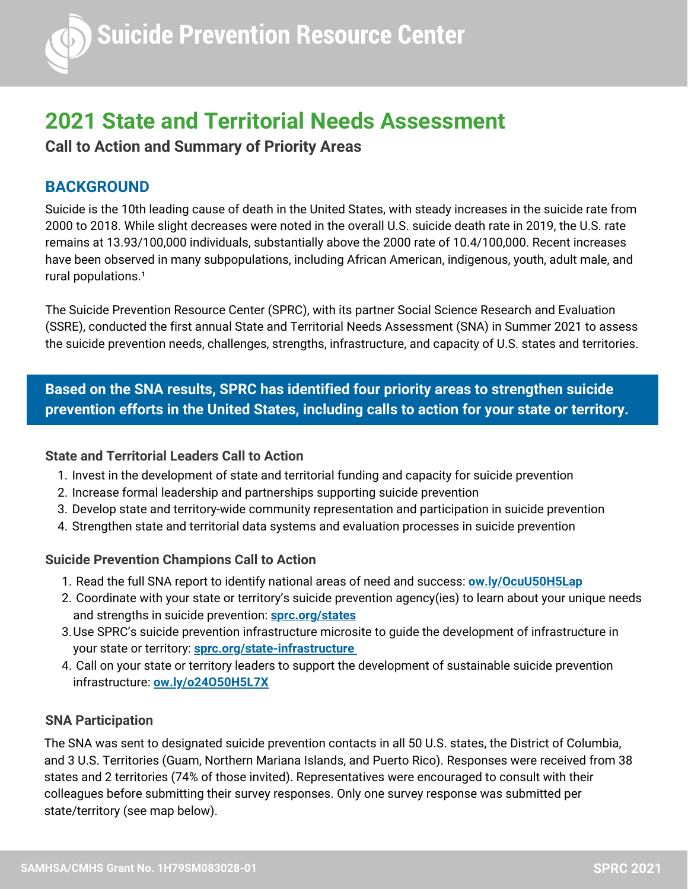Suicide Prevention Resource Center

# 2021 State and Territorial Needs Assessment

**Call to Action and Summary of Priority Areas**

## BACKGROUND

Suicide is the 10th leading cause of death in the United States, with steady increases in the suicide rate from 2000 to 2018. While slight decreases were noted in the overall U.S. suicide death rate in 2019, the U.S. rate remains at 13.93/100,000 individuals, substantially above the 2000 rate of 10.4/100,000. Recent increases have been observed in many subpopulations, including African American, indigenous, youth, adult male, and rural populations.[1]

The Suicide Prevention Resource Center (SPRC), with its partner Social Science Research and Evaluation (SSRE), conducted the first annual State and Territorial Needs Assessment (SNA) in Summer 2021 to assess the suicide prevention needs, challenges, strengths, infrastructure, and capacity of U.S. states and territories.

**Based on the SNA results, SPRC has identified four priority areas to strengthen suicide prevention efforts in the United States, including calls to action for your state or territory.**

### State and Territorial Leaders Call to Action

1. Invest in the development of state and territorial funding and capacity for suicide prevention
2. Increase formal leadership and partnerships supporting suicide prevention
3. Develop state and territory-wide community representation and participation in suicide prevention
4. Strengthen state and territorial data systems and evaluation processes in suicide prevention

### Suicide Prevention Champions Call to Action

1. Read the full SNA report to identify national areas of need and success: **ow.ly/OcuU50H5Lap**
2. Coordinate with your state or territory's suicide prevention agency(ies) to learn about your unique needs and strengths in suicide prevention: **sprc.org/states**
3. Use SPRC's suicide prevention infrastructure microsite to guide the development of infrastructure in your state or territory: **sprc.org/state-infrastructure**
4. Call on your state or territory leaders to support the development of sustainable suicide prevention infrastructure: **ow.ly/o24O50H5L7X**

### SNA Participation

The SNA was sent to designated suicide prevention contacts in all 50 U.S. states, the District of Columbia, and 3 U.S. Territories (Guam, Northern Mariana Islands, and Puerto Rico). Responses were received from 38 states and 2 territories (74% of those invited). Representatives were encouraged to consult with their colleagues before submitting their survey responses. Only one survey response was submitted per state/territory (see map below).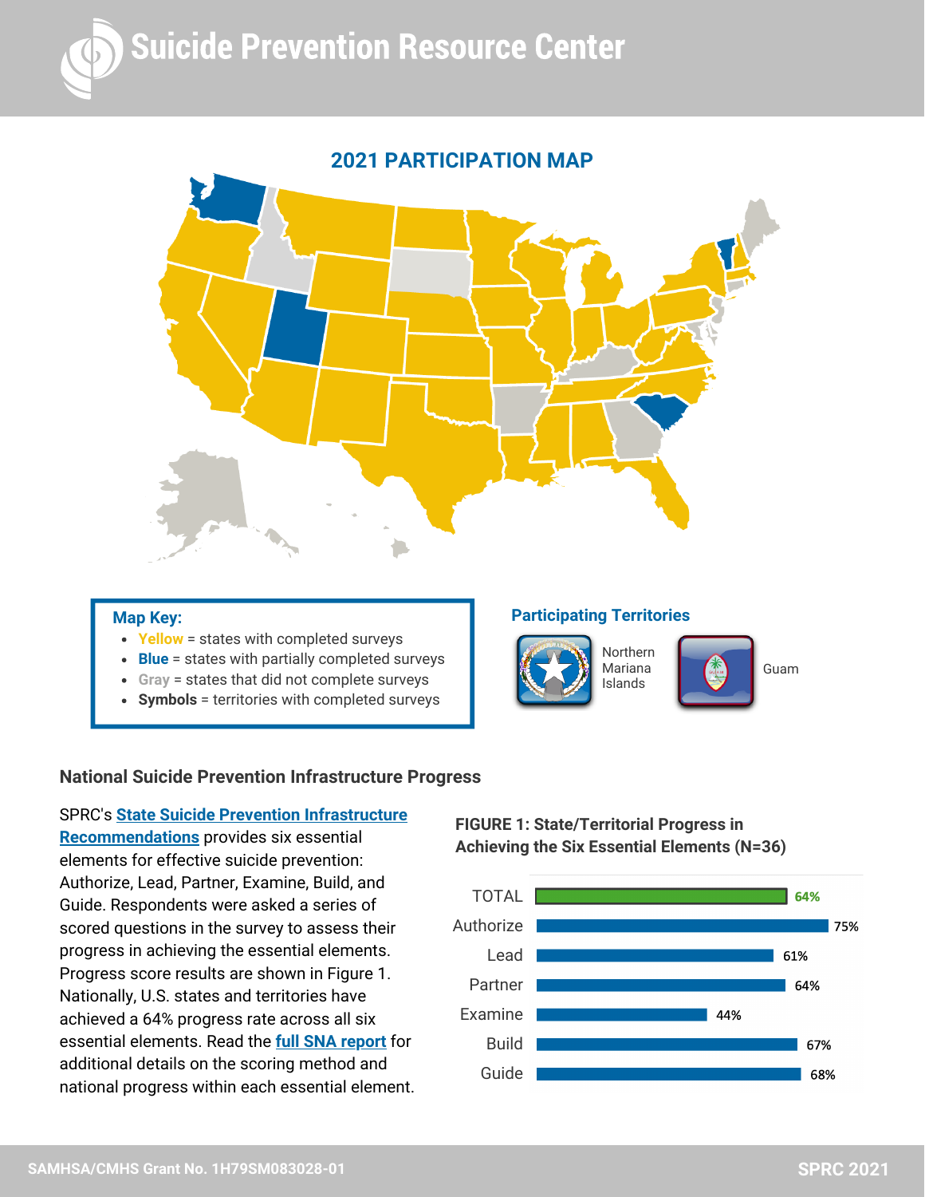## 2021 PARTICIPATION MAP

**Map Key:**

- **Yellow** = states with completed surveys
- **Blue** = states with partially completed surveys
- **Gray** = states that did not complete surveys
- **Symbols** = territories with completed surveys

**Participating Territories**

Northern Mariana Islands

Guam

### National Suicide Prevention Infrastructure Progress

SPRC's **State Suicide Prevention Infrastructure Recommendations** provides six essential elements for effective suicide prevention: Authorize, Lead, Partner, Examine, Build, and Guide. Respondents were asked a series of scored questions in the survey to assess their progress in achieving the essential elements. Progress score results are shown in Figure 1. Nationally, U.S. states and territories have achieved a 64% progress rate across all six essential elements. Read the **full SNA report** for additional details on the scoring method and national progress within each essential element.

**FIGURE 1: State/Territorial Progress in Achieving the Six Essential Elements (N=36)**

| Element | Progress |
|---|---|
| TOTAL | 64% |
| Authorize | 75% |
| Lead | 61% |
| Partner | 64% |
| Examine | 44% |
| Build | 67% |
| Guide | 68% |

SAMHSA/CMHS Grant No. 1H79SM083028-01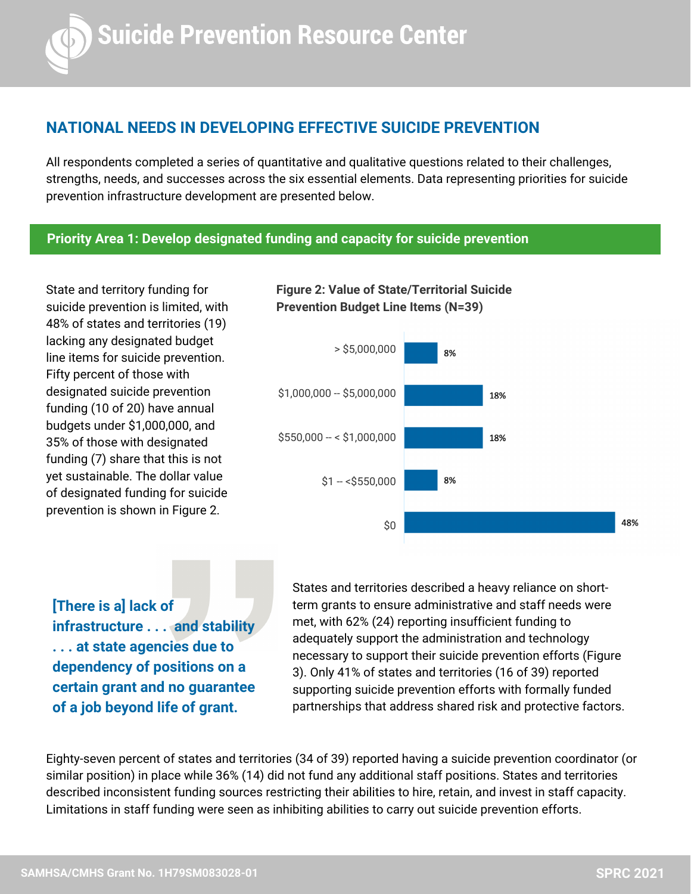## NATIONAL NEEDS IN DEVELOPING EFFECTIVE SUICIDE PREVENTION

All respondents completed a series of quantitative and qualitative questions related to their challenges, strengths, needs, and successes across the six essential elements. Data representing priorities for suicide prevention infrastructure development are presented below.

### Priority Area 1: Develop designated funding and capacity for suicide prevention

State and territory funding for suicide prevention is limited, with 48% of states and territories (19) lacking any designated budget line items for suicide prevention. Fifty percent of those with designated suicide prevention funding (10 of 20) have annual budgets under $1,000,000, and 35% of those with designated funding (7) share that this is not yet sustainable. The dollar value of designated funding for suicide prevention is shown in Figure 2.

**Figure 2: Value of State/Territorial Suicide Prevention Budget Line Items (N=39)**

| Budget Line Item Value | Percent |
|---|---|
| > $5,000,000 | 8% |
| $1,000,000 -- $5,000,000 | 18% |
| $550,000 -- < $1,000,000 | 18% |
| $1 -- <$550,000 | 8% |
| $0 | 48% |

> **[There is a] lack of infrastructure . . . and stability . . . at state agencies due to dependency of positions on a certain grant and no guarantee of a job beyond life of grant.**

States and territories described a heavy reliance on short-term grants to ensure administrative and staff needs were met, with 62% (24) reporting insufficient funding to adequately support the administration and technology necessary to support their suicide prevention efforts (Figure 3). Only 41% of states and territories (16 of 39) reported supporting suicide prevention efforts with formally funded partnerships that address shared risk and protective factors.

Eighty-seven percent of states and territories (34 of 39) reported having a suicide prevention coordinator (or similar position) in place while 36% (14) did not fund any additional staff positions. States and territories described inconsistent funding sources restricting their abilities to hire, retain, and invest in staff capacity. Limitations in staff funding were seen as inhibiting abilities to carry out suicide prevention efforts.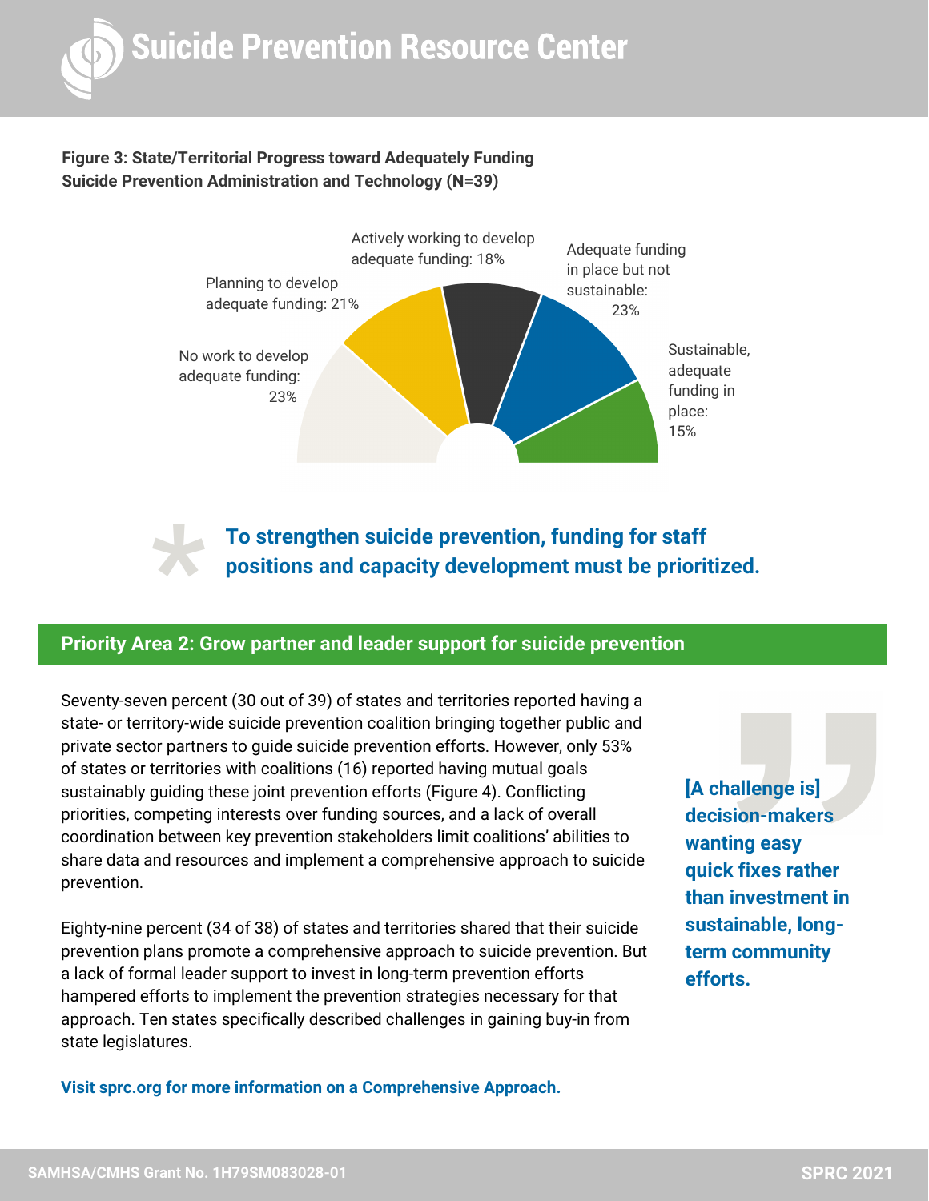**Figure 3: State/Territorial Progress toward Adequately Funding Suicide Prevention Administration and Technology (N=39)**

- No work to develop adequate funding: 23%
- Planning to develop adequate funding: 21%
- Actively working to develop adequate funding: 18%
- Adequate funding in place but not sustainable: 23%
- Sustainable, adequate funding in place: 15%

**To strengthen suicide prevention, funding for staff positions and capacity development must be prioritized.**

## Priority Area 2: Grow partner and leader support for suicide prevention

Seventy-seven percent (30 out of 39) of states and territories reported having a state- or territory-wide suicide prevention coalition bringing together public and private sector partners to guide suicide prevention efforts. However, only 53% of states or territories with coalitions (16) reported having mutual goals sustainably guiding these joint prevention efforts (Figure 4). Conflicting priorities, competing interests over funding sources, and a lack of overall coordination between key prevention stakeholders limit coalitions' abilities to share data and resources and implement a comprehensive approach to suicide prevention.

Eighty-nine percent (34 of 38) of states and territories shared that their suicide prevention plans promote a comprehensive approach to suicide prevention. But a lack of formal leader support to invest in long-term prevention efforts hampered efforts to implement the prevention strategies necessary for that approach. Ten states specifically described challenges in gaining buy-in from state legislatures.

**[A challenge is] decision-makers wanting easy quick fixes rather than investment in sustainable, long-term community efforts.**

[Visit sprc.org for more information on a Comprehensive Approach.](https://sprc.org)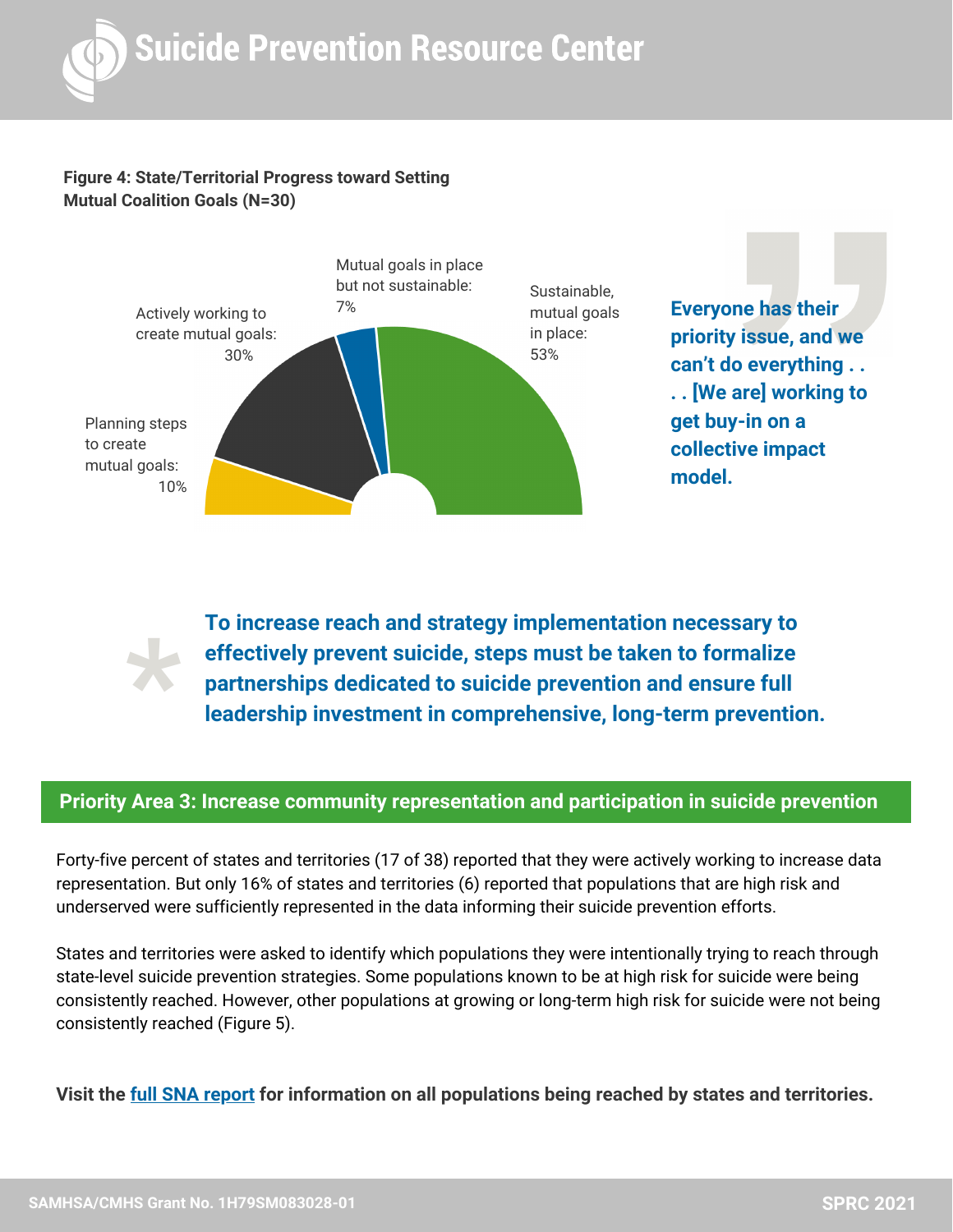**Figure 4: State/Territorial Progress toward Setting Mutual Coalition Goals (N=30)**

Mutual goals in place but not sustainable: 7%

Sustainable, mutual goals in place: 53%

Actively working to create mutual goals: 30%

Planning steps to create mutual goals: 10%

**Everyone has their priority issue, and we can't do everything . . . . [We are] working to get buy-in on a collective impact model.**

**To increase reach and strategy implementation necessary to effectively prevent suicide, steps must be taken to formalize partnerships dedicated to suicide prevention and ensure full leadership investment in comprehensive, long-term prevention.**

## Priority Area 3: Increase community representation and participation in suicide prevention

Forty-five percent of states and territories (17 of 38) reported that they were actively working to increase data representation. But only 16% of states and territories (6) reported that populations that are high risk and underserved were sufficiently represented in the data informing their suicide prevention efforts.

States and territories were asked to identify which populations they were intentionally trying to reach through state-level suicide prevention strategies. Some populations known to be at high risk for suicide were being consistently reached. However, other populations at growing or long-term high risk for suicide were not being consistently reached (Figure 5).

**Visit the full SNA report for information on all populations being reached by states and territories.**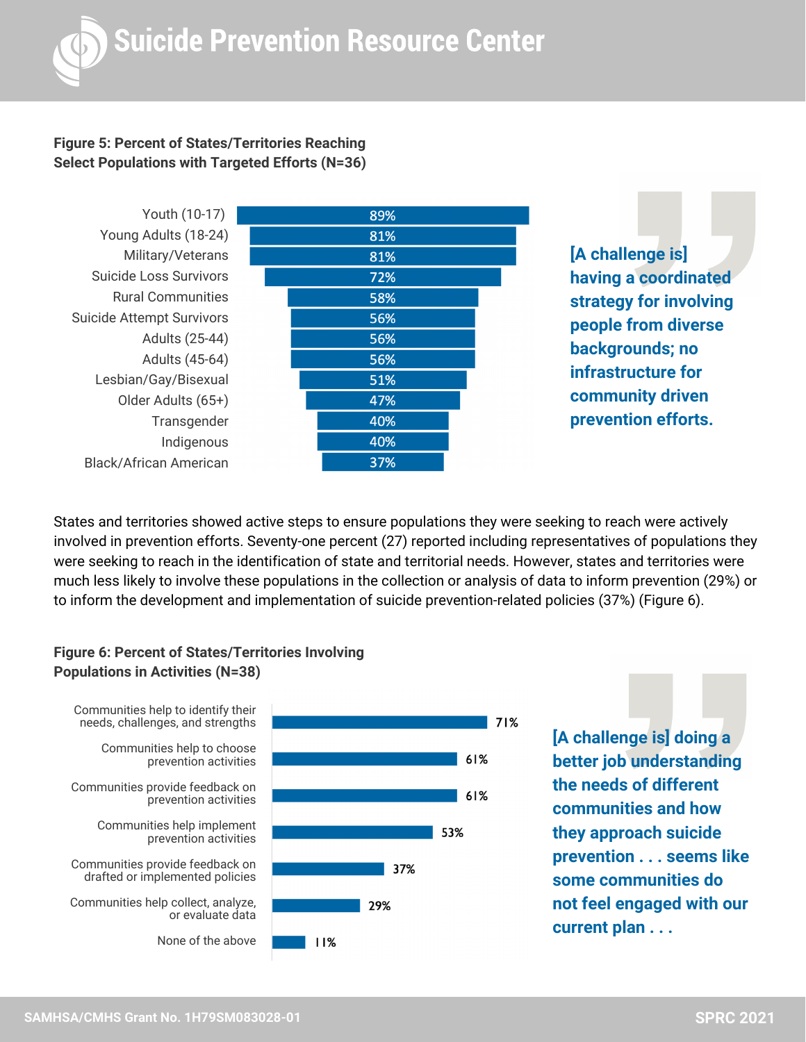**Figure 5: Percent of States/Territories Reaching Select Populations with Targeted Efforts (N=36)**

| Population | Percent |
| --- | --- |
| Youth (10-17) | 89% |
| Young Adults (18-24) | 81% |
| Military/Veterans | 81% |
| Suicide Loss Survivors | 72% |
| Rural Communities | 58% |
| Suicide Attempt Survivors | 56% |
| Adults (25-44) | 56% |
| Adults (45-64) | 56% |
| Lesbian/Gay/Bisexual | 51% |
| Older Adults (65+) | 47% |
| Transgender | 40% |
| Indigenous | 40% |
| Black/African American | 37% |

**[A challenge is] having a coordinated strategy for involving people from diverse backgrounds; no infrastructure for community driven prevention efforts.**

States and territories showed active steps to ensure populations they were seeking to reach were actively involved in prevention efforts. Seventy-one percent (27) reported including representatives of populations they were seeking to reach in the identification of state and territorial needs. However, states and territories were much less likely to involve these populations in the collection or analysis of data to inform prevention (29%) or to inform the development and implementation of suicide prevention-related policies (37%) (Figure 6).

**Figure 6: Percent of States/Territories Involving Populations in Activities (N=38)**

| Activity | Percent |
| --- | --- |
| Communities help to identify their needs, challenges, and strengths | 71% |
| Communities help to choose prevention activities | 61% |
| Communities provide feedback on prevention activities | 61% |
| Communities help implement prevention activities | 53% |
| Communities provide feedback on drafted or implemented policies | 37% |
| Communities help collect, analyze, or evaluate data | 29% |
| None of the above | 11% |

**[A challenge is] doing a better job understanding the needs of different communities and how they approach suicide prevention . . . seems like some communities do not feel engaged with our current plan . . .**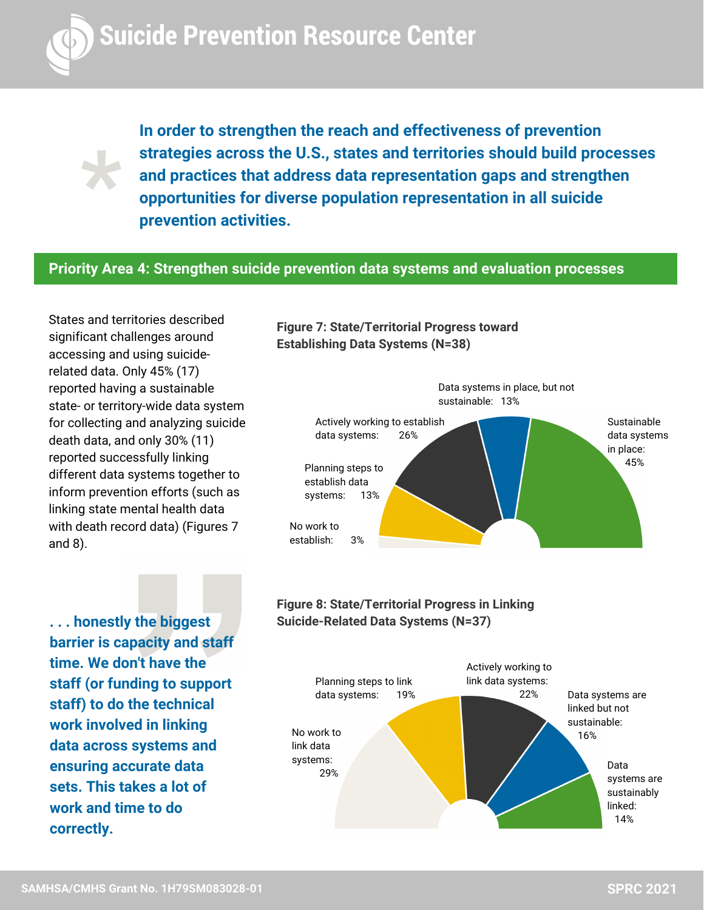**In order to strengthen the reach and effectiveness of prevention strategies across the U.S., states and territories should build processes and practices that address data representation gaps and strengthen opportunities for diverse population representation in all suicide prevention activities.**

## Priority Area 4: Strengthen suicide prevention data systems and evaluation processes

States and territories described significant challenges around accessing and using suicide-related data. Only 45% (17) reported having a sustainable state- or territory-wide data system for collecting and analyzing suicide death data, and only 30% (11) reported successfully linking different data systems together to inform prevention efforts (such as linking state mental health data with death record data) (Figures 7 and 8).

> **. . . honestly the biggest barrier is capacity and staff time. We don't have the staff (or funding to support staff) to do the technical work involved in linking data across systems and ensuring accurate data sets. This takes a lot of work and time to do correctly.**

**Figure 7: State/Territorial Progress toward Establishing Data Systems (N=38)**

| Category | Percent |
| --- | --- |
| No work to establish | 3% |
| Planning steps to establish data systems | 13% |
| Actively working to establish data systems | 26% |
| Data systems in place, but not sustainable | 13% |
| Sustainable data systems in place | 45% |

**Figure 8: State/Territorial Progress in Linking Suicide-Related Data Systems (N=37)**

| Category | Percent |
| --- | --- |
| No work to link data systems | 29% |
| Planning steps to link data systems | 19% |
| Actively working to link data systems | 22% |
| Data systems are linked but not sustainable | 16% |
| Data systems are sustainably linked | 14% |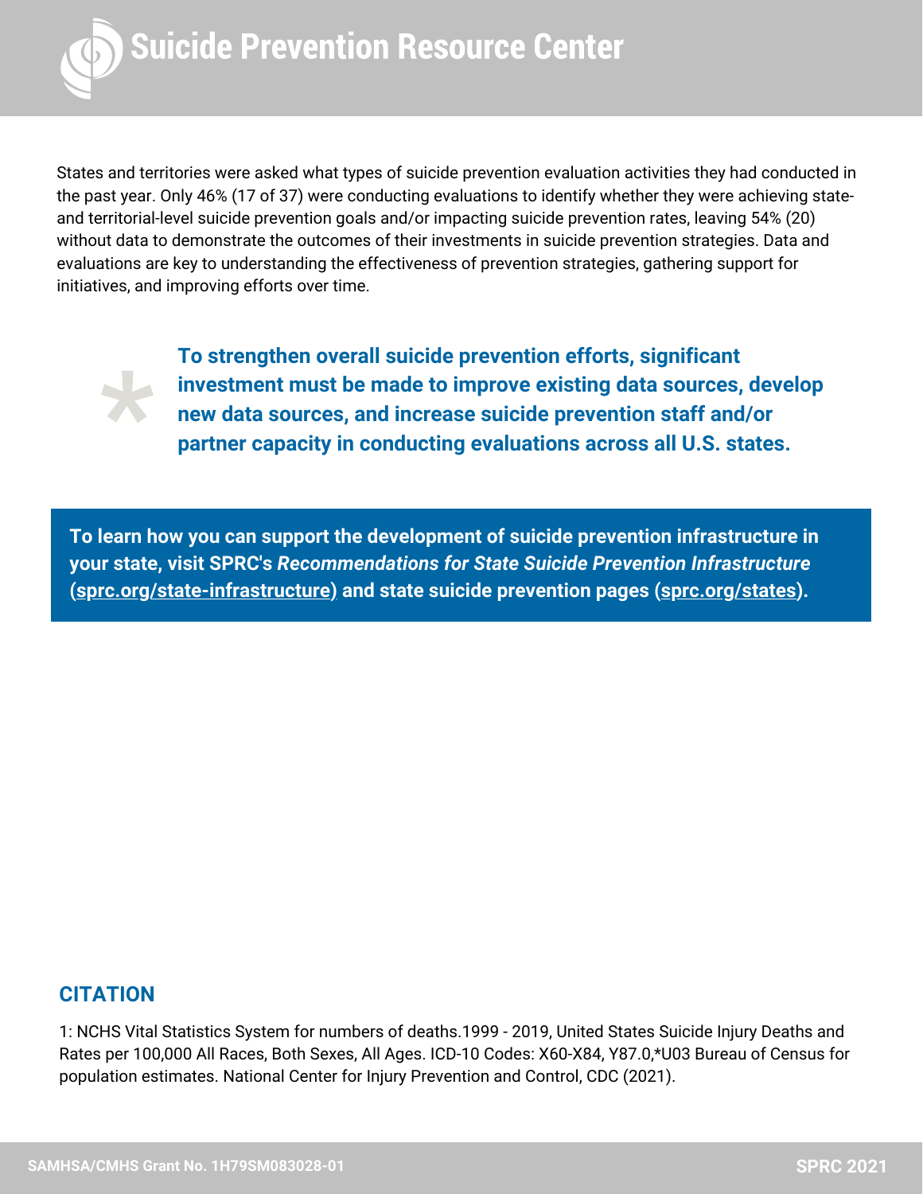States and territories were asked what types of suicide prevention evaluation activities they had conducted in the past year. Only 46% (17 of 37) were conducting evaluations to identify whether they were achieving state- and territorial-level suicide prevention goals and/or impacting suicide prevention rates, leaving 54% (20) without data to demonstrate the outcomes of their investments in suicide prevention strategies. Data and evaluations are key to understanding the effectiveness of prevention strategies, gathering support for initiatives, and improving efforts over time.

**To strengthen overall suicide prevention efforts, significant investment must be made to improve existing data sources, develop new data sources, and increase suicide prevention staff and/or partner capacity in conducting evaluations across all U.S. states.**

**To learn how you can support the development of suicide prevention infrastructure in your state, visit SPRC's *Recommendations for State Suicide Prevention Infrastructure* (sprc.org/state-infrastructure) and state suicide prevention pages (sprc.org/states).**

## CITATION

1: NCHS Vital Statistics System for numbers of deaths.1999 - 2019, United States Suicide Injury Deaths and Rates per 100,000 All Races, Both Sexes, All Ages. ICD-10 Codes: X60-X84, Y87.0,*U03 Bureau of Census for population estimates. National Center for Injury Prevention and Control, CDC (2021).

SAMHSA/CMHS Grant No. 1H79SM083028-01